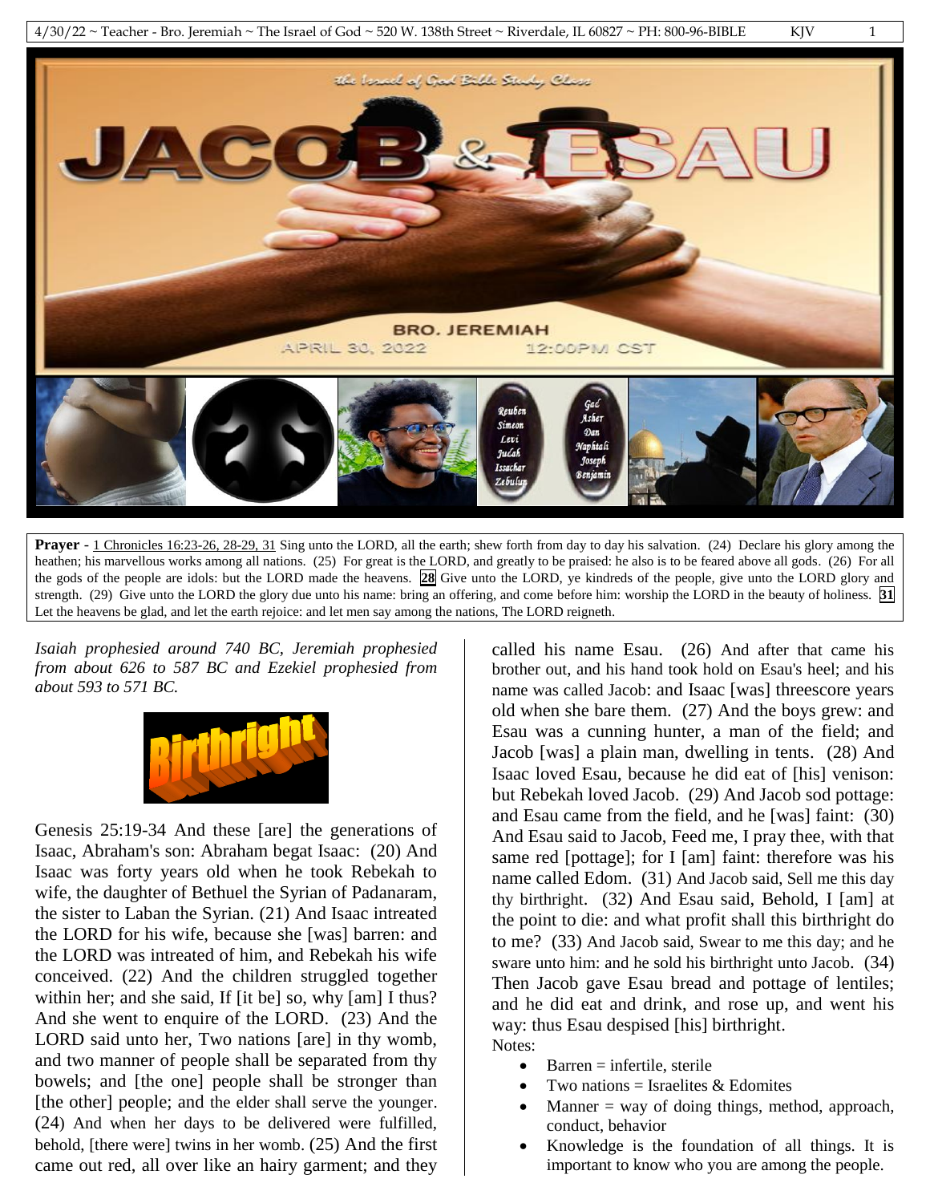**Prayer** - 1 Chronicles 16:23-26, 28-29, 31 Sing unto the LORD, all the earth; shew forth from day to day his salvation. (24) Declare his glory among the heathen; his marvellous works among all nations. (25) For great is the LORD, and greatly to be praised: he also is to be feared above all gods. (26) For all the gods of the people are idols: but the LORD made the heavens. **28** Give unto the LORD, ye kindreds of the people, give unto the LORD glory and strength. (29) Give unto the LORD the glory due unto his name: bring an offering, and come before him: worship the LORD in the beauty of holiness. **31** Let the heavens be glad, and let the earth rejoice: and let men say among the nations, The LORD reigneth.

*Isaiah prophesied around 740 BC, Jeremiah prophesied from about 626 to 587 BC and Ezekiel prophesied from about 593 to 571 BC.*

## Birthright

Genesis 25:19-34 And these [are] the generations of Isaac, Abraham's son: Abraham begat Isaac: (20) And Isaac was forty years old when he took Rebekah to wife, the daughter of Bethuel the Syrian of Padanaram, the sister to Laban the Syrian. (21) And Isaac intreated the LORD for his wife, because she [was] barren: and the LORD was intreated of him, and Rebekah his wife conceived. (22) And the children struggled together within her; and she said, If [it be] so, why [am] I thus? And she went to enquire of the LORD. (23) And the LORD said unto her, Two nations [are] in thy womb, and two manner of people shall be separated from thy bowels; and [the one] people shall be stronger than [the other] people; and the elder shall serve the younger. (24) And when her days to be delivered were fulfilled, behold, [there were] twins in her womb. (25) And the first came out red, all over like an hairy garment; and they called his name Esau. (26) And after that came his brother out, and his hand took hold on Esau's heel; and his name was called Jacob: and Isaac [was] threescore years old when she bare them. (27) And the boys grew: and Esau was a cunning hunter, a man of the field; and Jacob [was] a plain man, dwelling in tents. (28) And Isaac loved Esau, because he did eat of [his] venison: but Rebekah loved Jacob. (29) And Jacob sod pottage: and Esau came from the field, and he [was] faint: (30) And Esau said to Jacob, Feed me, I pray thee, with that same red [pottage]; for I [am] faint: therefore was his name called Edom. (31) And Jacob said, Sell me this day thy birthright. (32) And Esau said, Behold, I [am] at the point to die: and what profit shall this birthright do to me? (33) And Jacob said, Swear to me this day; and he sware unto him: and he sold his birthright unto Jacob. (34) Then Jacob gave Esau bread and pottage of lentiles; and he did eat and drink, and rose up, and went his way: thus Esau despised [his] birthright.

Notes:

- Barren = infertile, sterile
- Two nations = Israelites & Edomites
- Manner = way of doing things, method, approach, conduct, behavior
- Knowledge is the foundation of all things. It is important to know who you are among the people.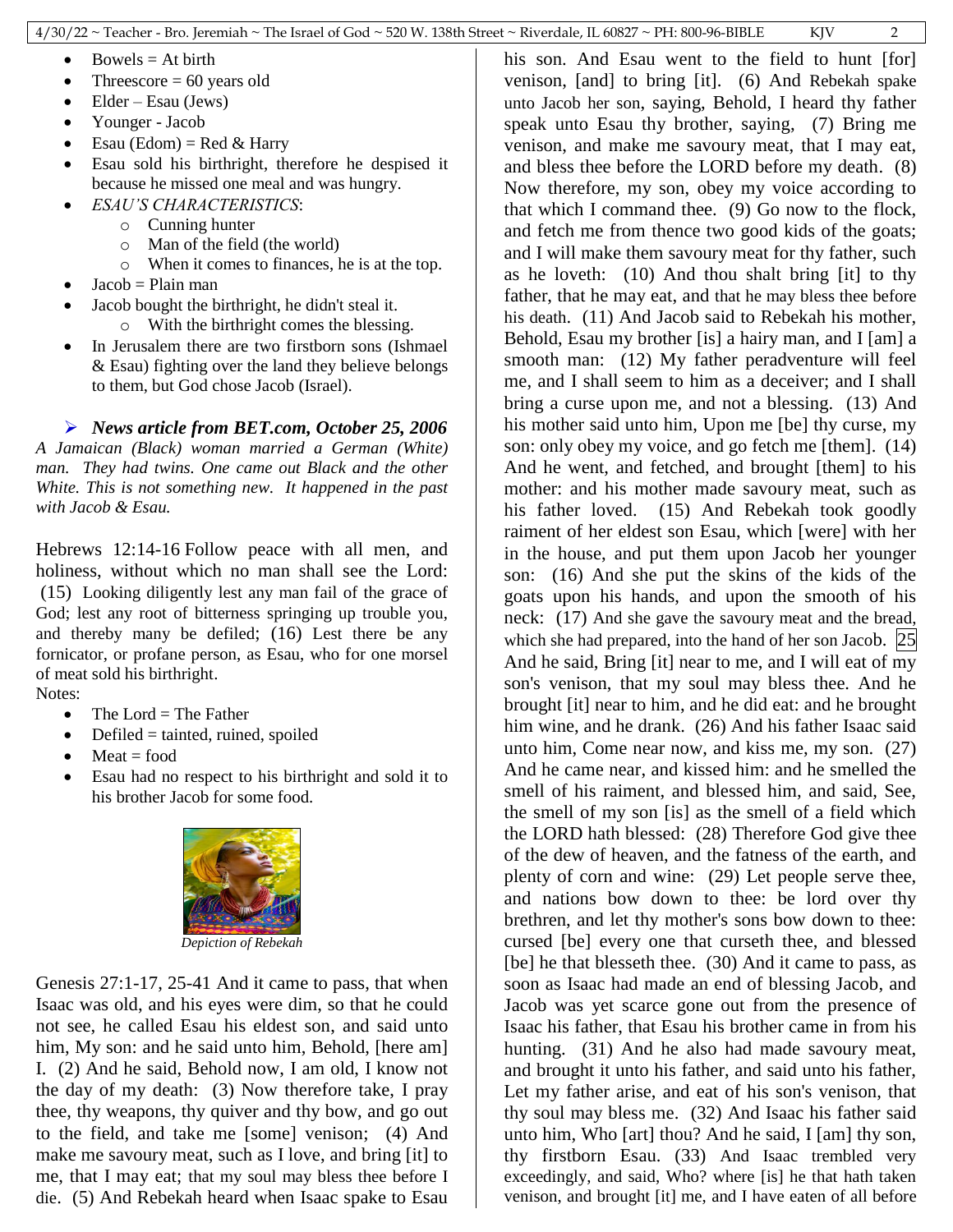- Bowels = At birth
- Threescore = 60 years old
- Elder – Esau (Jews)
- Younger - Jacob
- Esau (Edom) = Red & Harry
- Esau sold his birthright, therefore he despised it because he missed one meal and was hungry.
- *ESAU'S CHARACTERISTICS*:
  - Cunning hunter
  - Man of the field (the world)
  - When it comes to finances, he is at the top.
- Jacob = Plain man
- Jacob bought the birthright, he didn't steal it.
  - With the birthright comes the blessing.
- In Jerusalem there are two firstborn sons (Ishmael & Esau) fighting over the land they believe belongs to them, but God chose Jacob (Israel).

> ***News article from BET.com, October 25, 2006***

*A Jamaican (Black) woman married a German (White) man. They had twins. One came out Black and the other White. This is not something new. It happened in the past with Jacob & Esau.*

Hebrews 12:14-16 Follow peace with all men, and holiness, without which no man shall see the Lord: (15) Looking diligently lest any man fail of the grace of God; lest any root of bitterness springing up trouble you, and thereby many be defiled; (16) Lest there be any fornicator, or profane person, as Esau, who for one morsel of meat sold his birthright.

Notes:

- The Lord = The Father
- Defiled = tainted, ruined, spoiled
- Meat = food
- Esau had no respect to his birthright and sold it to his brother Jacob for some food.

*Depiction of Rebekah*

Genesis 27:1-17, 25-41 And it came to pass, that when Isaac was old, and his eyes were dim, so that he could not see, he called Esau his eldest son, and said unto him, My son: and he said unto him, Behold, [here am] I. (2) And he said, Behold now, I am old, I know not the day of my death: (3) Now therefore take, I pray thee, thy weapons, thy quiver and thy bow, and go out to the field, and take me [some] venison; (4) And make me savoury meat, such as I love, and bring [it] to me, that I may eat; that my soul may bless thee before I die. (5) And Rebekah heard when Isaac spake to Esau his son. And Esau went to the field to hunt [for] venison, [and] to bring [it]. (6) And Rebekah spake unto Jacob her son, saying, Behold, I heard thy father speak unto Esau thy brother, saying, (7) Bring me venison, and make me savoury meat, that I may eat, and bless thee before the LORD before my death. (8) Now therefore, my son, obey my voice according to that which I command thee. (9) Go now to the flock, and fetch me from thence two good kids of the goats; and I will make them savoury meat for thy father, such as he loveth: (10) And thou shalt bring [it] to thy father, that he may eat, and that he may bless thee before his death. (11) And Jacob said to Rebekah his mother, Behold, Esau my brother [is] a hairy man, and I [am] a smooth man: (12) My father peradventure will feel me, and I shall seem to him as a deceiver; and I shall bring a curse upon me, and not a blessing. (13) And his mother said unto him, Upon me [be] thy curse, my son: only obey my voice, and go fetch me [them]. (14) And he went, and fetched, and brought [them] to his mother: and his mother made savoury meat, such as his father loved. (15) And Rebekah took goodly raiment of her eldest son Esau, which [were] with her in the house, and put them upon Jacob her younger son: (16) And she put the skins of the kids of the goats upon his hands, and upon the smooth of his neck: (17) And she gave the savoury meat and the bread, which she had prepared, into the hand of her son Jacob. 25 And he said, Bring [it] near to me, and I will eat of my son's venison, that my soul may bless thee. And he brought [it] near to him, and he did eat: and he brought him wine, and he drank. (26) And his father Isaac said unto him, Come near now, and kiss me, my son. (27) And he came near, and kissed him: and he smelled the smell of his raiment, and blessed him, and said, See, the smell of my son [is] as the smell of a field which the LORD hath blessed: (28) Therefore God give thee of the dew of heaven, and the fatness of the earth, and plenty of corn and wine: (29) Let people serve thee, and nations bow down to thee: be lord over thy brethren, and let thy mother's sons bow down to thee: cursed [be] every one that curseth thee, and blessed [be] he that blesseth thee. (30) And it came to pass, as soon as Isaac had made an end of blessing Jacob, and Jacob was yet scarce gone out from the presence of Isaac his father, that Esau his brother came in from his hunting. (31) And he also had made savoury meat, and brought it unto his father, and said unto his father, Let my father arise, and eat of his son's venison, that thy soul may bless me. (32) And Isaac his father said unto him, Who [art] thou? And he said, I [am] thy son, thy firstborn Esau. (33) And Isaac trembled very exceedingly, and said, Who? where [is] he that hath taken venison, and brought [it] me, and I have eaten of all before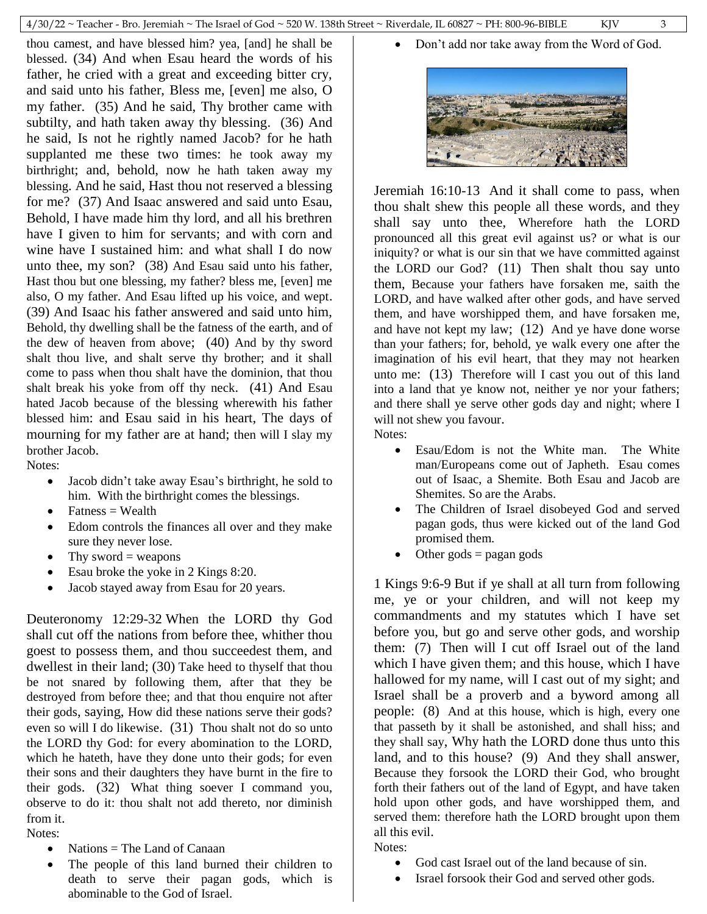thou camest, and have blessed him? yea, [and] he shall be blessed. (34) And when Esau heard the words of his father, he cried with a great and exceeding bitter cry, and said unto his father, Bless me, [even] me also, O my father. (35) And he said, Thy brother came with subtilty, and hath taken away thy blessing. (36) And he said, Is not he rightly named Jacob? for he hath supplanted me these two times: he took away my birthright; and, behold, now he hath taken away my blessing. And he said, Hast thou not reserved a blessing for me? (37) And Isaac answered and said unto Esau, Behold, I have made him thy lord, and all his brethren have I given to him for servants; and with corn and wine have I sustained him: and what shall I do now unto thee, my son? (38) And Esau said unto his father, Hast thou but one blessing, my father? bless me, [even] me also, O my father. And Esau lifted up his voice, and wept. (39) And Isaac his father answered and said unto him, Behold, thy dwelling shall be the fatness of the earth, and of the dew of heaven from above; (40) And by thy sword shalt thou live, and shalt serve thy brother; and it shall come to pass when thou shalt have the dominion, that thou shalt break his yoke from off thy neck. (41) And Esau hated Jacob because of the blessing wherewith his father blessed him: and Esau said in his heart, The days of mourning for my father are at hand; then will I slay my brother Jacob.

Notes:

- Jacob didn't take away Esau's birthright, he sold to him. With the birthright comes the blessings.
- Fatness = Wealth
- Edom controls the finances all over and they make sure they never lose.
- Thy sword = weapons
- Esau broke the yoke in 2 Kings 8:20.
- Jacob stayed away from Esau for 20 years.

Deuteronomy 12:29-32 When the LORD thy God shall cut off the nations from before thee, whither thou goest to possess them, and thou succeedest them, and dwellest in their land; (30) Take heed to thyself that thou be not snared by following them, after that they be destroyed from before thee; and that thou enquire not after their gods, saying, How did these nations serve their gods? even so will I do likewise. (31) Thou shalt not do so unto the LORD thy God: for every abomination to the LORD, which he hateth, have they done unto their gods; for even their sons and their daughters they have burnt in the fire to their gods. (32) What thing soever I command you, observe to do it: thou shalt not add thereto, nor diminish from it.

Notes:

- Nations = The Land of Canaan
- The people of this land burned their children to death to serve their pagan gods, which is abominable to the God of Israel.
- Don't add nor take away from the Word of God.

Jeremiah 16:10-13 And it shall come to pass, when thou shalt shew this people all these words, and they shall say unto thee, Wherefore hath the LORD pronounced all this great evil against us? or what is our iniquity? or what is our sin that we have committed against the LORD our God? (11) Then shalt thou say unto them, Because your fathers have forsaken me, saith the LORD, and have walked after other gods, and have served them, and have worshipped them, and have forsaken me, and have not kept my law; (12) And ye have done worse than your fathers; for, behold, ye walk every one after the imagination of his evil heart, that they may not hearken unto me: (13) Therefore will I cast you out of this land into a land that ye know not, neither ye nor your fathers; and there shall ye serve other gods day and night; where I will not shew you favour.

Notes:

- Esau/Edom is not the White man. The White man/Europeans come out of Japheth. Esau comes out of Isaac, a Shemite. Both Esau and Jacob are Shemites. So are the Arabs.
- The Children of Israel disobeyed God and served pagan gods, thus were kicked out of the land God promised them.
- Other gods = pagan gods

1 Kings 9:6-9 But if ye shall at all turn from following me, ye or your children, and will not keep my commandments and my statutes which I have set before you, but go and serve other gods, and worship them: (7) Then will I cut off Israel out of the land which I have given them; and this house, which I have hallowed for my name, will I cast out of my sight; and Israel shall be a proverb and a byword among all people: (8) And at this house, which is high, every one that passeth by it shall be astonished, and shall hiss; and they shall say, Why hath the LORD done thus unto this land, and to this house? (9) And they shall answer, Because they forsook the LORD their God, who brought forth their fathers out of the land of Egypt, and have taken hold upon other gods, and have worshipped them, and served them: therefore hath the LORD brought upon them all this evil.

Notes:

- God cast Israel out of the land because of sin.
- Israel forsook their God and served other gods.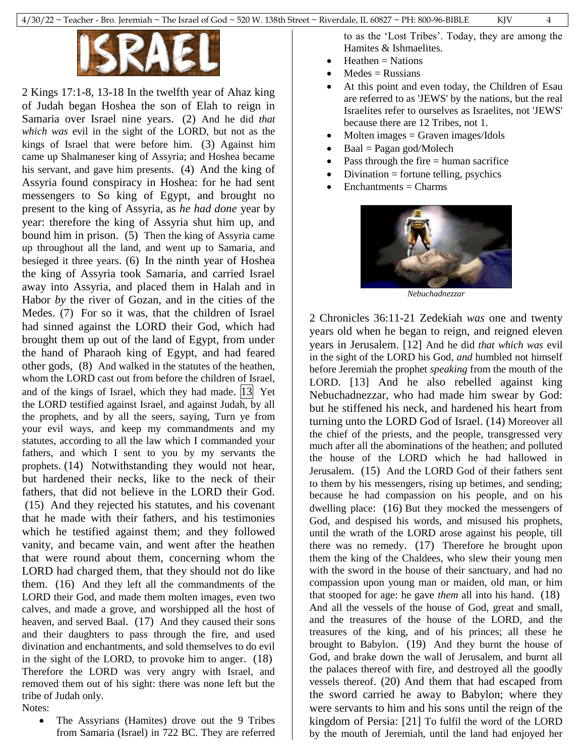2 Kings 17:1-8, 13-18 In the twelfth year of Ahaz king of Judah began Hoshea the son of Elah to reign in Samaria over Israel nine years. (2) And he did *that which was* evil in the sight of the LORD, but not as the kings of Israel that were before him. (3) Against him came up Shalmaneser king of Assyria; and Hoshea became his servant, and gave him presents. (4) And the king of Assyria found conspiracy in Hoshea: for he had sent messengers to So king of Egypt, and brought no present to the king of Assyria, as *he had done* year by year: therefore the king of Assyria shut him up, and bound him in prison. (5) Then the king of Assyria came up throughout all the land, and went up to Samaria, and besieged it three years. (6) In the ninth year of Hoshea the king of Assyria took Samaria, and carried Israel away into Assyria, and placed them in Halah and in Habor *by* the river of Gozan, and in the cities of the Medes. (7) For so it was, that the children of Israel had sinned against the LORD their God, which had brought them up out of the land of Egypt, from under the hand of Pharaoh king of Egypt, and had feared other gods, (8) And walked in the statutes of the heathen, whom the LORD cast out from before the children of Israel, and of the kings of Israel, which they had made. 13 Yet the LORD testified against Israel, and against Judah, by all the prophets, and by all the seers, saying, Turn ye from your evil ways, and keep my commandments and my statutes, according to all the law which I commanded your fathers, and which I sent to you by my servants the prophets. (14) Notwithstanding they would not hear, but hardened their necks, like to the neck of their fathers, that did not believe in the LORD their God. (15) And they rejected his statutes, and his covenant that he made with their fathers, and his testimonies which he testified against them; and they followed vanity, and became vain, and went after the heathen that were round about them, concerning whom the LORD had charged them, that they should not do like them. (16) And they left all the commandments of the LORD their God, and made them molten images, even two calves, and made a grove, and worshipped all the host of heaven, and served Baal. (17) And they caused their sons and their daughters to pass through the fire, and used divination and enchantments, and sold themselves to do evil in the sight of the LORD, to provoke him to anger. (18) Therefore the LORD was very angry with Israel, and removed them out of his sight: there was none left but the tribe of Judah only.

Notes:

- The Assyrians (Hamites) drove out the 9 Tribes from Samaria (Israel) in 722 BC. They are referred to as the 'Lost Tribes'. Today, they are among the Hamites & Ishmaelites.
- Heathen = Nations
- Medes = Russians
- At this point and even today, the Children of Esau are referred to as 'JEWS' by the nations, but the real Israelites refer to ourselves as Israelites, not 'JEWS' because there are 12 Tribes, not 1.
- Molten images = Graven images/Idols
- Baal = Pagan god/Molech
- Pass through the fire = human sacrifice
- Divination = fortune telling, psychics
- Enchantments = Charms

*Nebuchadnezzar*

2 Chronicles 36:11-21 Zedekiah *was* one and twenty years old when he began to reign, and reigned eleven years in Jerusalem. [12] And he did *that which was* evil in the sight of the LORD his God, *and* humbled not himself before Jeremiah the prophet *speaking* from the mouth of the LORD. [13] And he also rebelled against king Nebuchadnezzar, who had made him swear by God: but he stiffened his neck, and hardened his heart from turning unto the LORD God of Israel. (14) Moreover all the chief of the priests, and the people, transgressed very much after all the abominations of the heathen; and polluted the house of the LORD which he had hallowed in Jerusalem. (15) And the LORD God of their fathers sent to them by his messengers, rising up betimes, and sending; because he had compassion on his people, and on his dwelling place: (16) But they mocked the messengers of God, and despised his words, and misused his prophets, until the wrath of the LORD arose against his people, till there was no remedy. (17) Therefore he brought upon them the king of the Chaldees, who slew their young men with the sword in the house of their sanctuary, and had no compassion upon young man or maiden, old man, or him that stooped for age: he gave *them* all into his hand. (18) And all the vessels of the house of God, great and small, and the treasures of the house of the LORD, and the treasures of the king, and of his princes; all these he brought to Babylon. (19) And they burnt the house of God, and brake down the wall of Jerusalem, and burnt all the palaces thereof with fire, and destroyed all the goodly vessels thereof. (20) And them that had escaped from the sword carried he away to Babylon; where they were servants to him and his sons until the reign of the kingdom of Persia: [21] To fulfil the word of the LORD by the mouth of Jeremiah, until the land had enjoyed her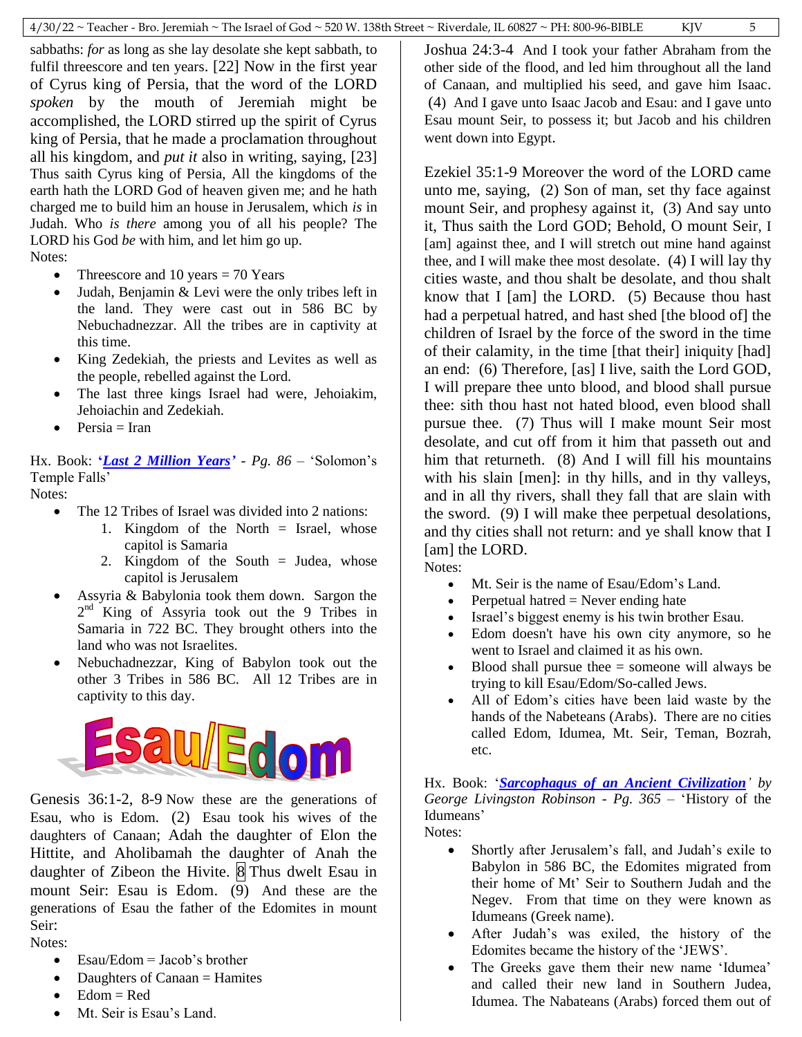sabbaths: *for* as long as she lay desolate she kept sabbath, to fulfil threescore and ten years. [22] Now in the first year of Cyrus king of Persia, that the word of the LORD *spoken* by the mouth of Jeremiah might be accomplished, the LORD stirred up the spirit of Cyrus king of Persia, that he made a proclamation throughout all his kingdom, and *put it* also in writing, saying, [23] Thus saith Cyrus king of Persia, All the kingdoms of the earth hath the LORD God of heaven given me; and he hath charged me to build him an house in Jerusalem, which *is* in Judah. Who *is there* among you of all his people? The LORD his God *be* with him, and let him go up.

Notes:

- Threescore and 10 years = 70 Years
- Judah, Benjamin & Levi were the only tribes left in the land. They were cast out in 586 BC by Nebuchadnezzar. All the tribes are in captivity at this time.
- King Zedekiah, the priests and Levites as well as the people, rebelled against the Lord.
- The last three kings Israel had were, Jehoiakim, Jehoiachin and Zedekiah.
- Persia = Iran

Hx. Book: ***'Last 2 Million Years'*** - *Pg. 86* – 'Solomon's Temple Falls'

Notes:

- The 12 Tribes of Israel was divided into 2 nations:
  1. Kingdom of the North = Israel, whose capitol is Samaria
  2. Kingdom of the South = Judea, whose capitol is Jerusalem
- Assyria & Babylonia took them down. Sargon the 2nd King of Assyria took out the 9 Tribes in Samaria in 722 BC. They brought others into the land who was not Israelites.
- Nebuchadnezzar, King of Babylon took out the other 3 Tribes in 586 BC. All 12 Tribes are in captivity to this day.

# Esau/Edom

Genesis 36:1-2, 8-9 Now these are the generations of Esau, who is Edom. (2) Esau took his wives of the daughters of Canaan; Adah the daughter of Elon the Hittite, and Aholibamah the daughter of Anah the daughter of Zibeon the Hivite. (8) Thus dwelt Esau in mount Seir: Esau is Edom. (9) And these are the generations of Esau the father of the Edomites in mount Seir:

Notes:

- Esau/Edom = Jacob's brother
- Daughters of Canaan = Hamites
- Edom = Red
- Mt. Seir is Esau's Land.

Joshua 24:3-4 And I took your father Abraham from the other side of the flood, and led him throughout all the land of Canaan, and multiplied his seed, and gave him Isaac. (4) And I gave unto Isaac Jacob and Esau: and I gave unto Esau mount Seir, to possess it; but Jacob and his children went down into Egypt.

Ezekiel 35:1-9 Moreover the word of the LORD came unto me, saying, (2) Son of man, set thy face against mount Seir, and prophesy against it, (3) And say unto it, Thus saith the Lord GOD; Behold, O mount Seir, I [am] against thee, and I will stretch out mine hand against thee, and I will make thee most desolate. (4) I will lay thy cities waste, and thou shalt be desolate, and thou shalt know that I [am] the LORD. (5) Because thou hast had a perpetual hatred, and hast shed [the blood of] the children of Israel by the force of the sword in the time of their calamity, in the time [that their] iniquity [had] an end: (6) Therefore, [as] I live, saith the Lord GOD, I will prepare thee unto blood, and blood shall pursue thee: sith thou hast not hated blood, even blood shall pursue thee. (7) Thus will I make mount Seir most desolate, and cut off from it him that passeth out and him that returneth. (8) And I will fill his mountains with his slain [men]: in thy hills, and in thy valleys, and in all thy rivers, shall they fall that are slain with the sword. (9) I will make thee perpetual desolations, and thy cities shall not return: and ye shall know that I [am] the LORD.

Notes:

- Mt. Seir is the name of Esau/Edom's Land.
- Perpetual hatred = Never ending hate
- Israel's biggest enemy is his twin brother Esau.
- Edom doesn't have his own city anymore, so he went to Israel and claimed it as his own.
- Blood shall pursue thee = someone will always be trying to kill Esau/Edom/So-called Jews.
- All of Edom's cities have been laid waste by the hands of the Nabeteans (Arabs). There are no cities called Edom, Idumea, Mt. Seir, Teman, Bozrah, etc.

Hx. Book: '***Sarcophagus of an Ancient Civilization***' *by George Livingston Robinson - Pg. 365* – 'History of the Idumeans'

Notes:

- Shortly after Jerusalem's fall, and Judah's exile to Babylon in 586 BC, the Edomites migrated from their home of Mt' Seir to Southern Judah and the Negev. From that time on they were known as Idumeans (Greek name).
- After Judah's was exiled, the history of the Edomites became the history of the 'JEWS'.
- The Greeks gave them their new name 'Idumea' and called their new land in Southern Judea, Idumea. The Nabateans (Arabs) forced them out of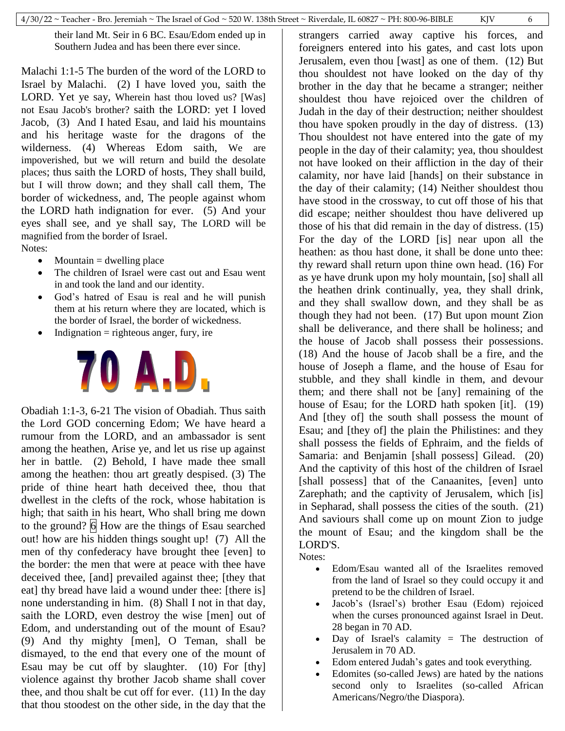their land Mt. Seir in 6 BC. Esau/Edom ended up in Southern Judea and has been there ever since.

Malachi 1:1-5 The burden of the word of the LORD to Israel by Malachi. (2) I have loved you, saith the LORD. Yet ye say, Wherein hast thou loved us? [Was] not Esau Jacob's brother? saith the LORD: yet I loved Jacob, (3) And I hated Esau, and laid his mountains and his heritage waste for the dragons of the wilderness. (4) Whereas Edom saith, We are impoverished, but we will return and build the desolate places; thus saith the LORD of hosts, They shall build, but I will throw down; and they shall call them, The border of wickedness, and, The people against whom the LORD hath indignation for ever. (5) And your eyes shall see, and ye shall say, The LORD will be magnified from the border of Israel.

Notes:

- Mountain = dwelling place
- The children of Israel were cast out and Esau went in and took the land and our identity.
- God's hatred of Esau is real and he will punish them at his return where they are located, which is the border of Israel, the border of wickedness.
- Indignation = righteous anger, fury, ire

# 70 A.D.

Obadiah 1:1-3, 6-21 The vision of Obadiah. Thus saith the Lord GOD concerning Edom; We have heard a rumour from the LORD, and an ambassador is sent among the heathen, Arise ye, and let us rise up against her in battle. (2) Behold, I have made thee small among the heathen: thou art greatly despised. (3) The pride of thine heart hath deceived thee, thou that dwellest in the clefts of the rock, whose habitation is high; that saith in his heart, Who shall bring me down to the ground? 6 How are the things of Esau searched out! how are his hidden things sought up! (7) All the men of thy confederacy have brought thee [even] to the border: the men that were at peace with thee have deceived thee, [and] prevailed against thee; [they that eat] thy bread have laid a wound under thee: [there is] none understanding in him. (8) Shall I not in that day, saith the LORD, even destroy the wise [men] out of Edom, and understanding out of the mount of Esau? (9) And thy mighty [men], O Teman, shall be dismayed, to the end that every one of the mount of Esau may be cut off by slaughter. (10) For [thy] violence against thy brother Jacob shame shall cover thee, and thou shalt be cut off for ever. (11) In the day that thou stoodest on the other side, in the day that the strangers carried away captive his forces, and foreigners entered into his gates, and cast lots upon Jerusalem, even thou [wast] as one of them. (12) But thou shouldest not have looked on the day of thy brother in the day that he became a stranger; neither shouldest thou have rejoiced over the children of Judah in the day of their destruction; neither shouldest thou have spoken proudly in the day of distress. (13) Thou shouldest not have entered into the gate of my people in the day of their calamity; yea, thou shouldest not have looked on their affliction in the day of their calamity, nor have laid [hands] on their substance in the day of their calamity; (14) Neither shouldest thou have stood in the crossway, to cut off those of his that did escape; neither shouldest thou have delivered up those of his that did remain in the day of distress. (15) For the day of the LORD [is] near upon all the heathen: as thou hast done, it shall be done unto thee: thy reward shall return upon thine own head. (16) For as ye have drunk upon my holy mountain, [so] shall all the heathen drink continually, yea, they shall drink, and they shall swallow down, and they shall be as though they had not been. (17) But upon mount Zion shall be deliverance, and there shall be holiness; and the house of Jacob shall possess their possessions. (18) And the house of Jacob shall be a fire, and the house of Joseph a flame, and the house of Esau for stubble, and they shall kindle in them, and devour them; and there shall not be [any] remaining of the house of Esau; for the LORD hath spoken [it]. (19) And [they of] the south shall possess the mount of Esau; and [they of] the plain the Philistines: and they shall possess the fields of Ephraim, and the fields of Samaria: and Benjamin [shall possess] Gilead. (20) And the captivity of this host of the children of Israel [shall possess] that of the Canaanites, [even] unto Zarephath; and the captivity of Jerusalem, which [is] in Sepharad, shall possess the cities of the south. (21) And saviours shall come up on mount Zion to judge the mount of Esau; and the kingdom shall be the LORD'S.

Notes:

- Edom/Esau wanted all of the Israelites removed from the land of Israel so they could occupy it and pretend to be the children of Israel.
- Jacob's (Israel's) brother Esau (Edom) rejoiced when the curses pronounced against Israel in Deut. 28 began in 70 AD.
- Day of Israel's calamity = The destruction of Jerusalem in 70 AD.
- Edom entered Judah's gates and took everything.
- Edomites (so-called Jews) are hated by the nations second only to Israelites (so-called African Americans/Negro/the Diaspora).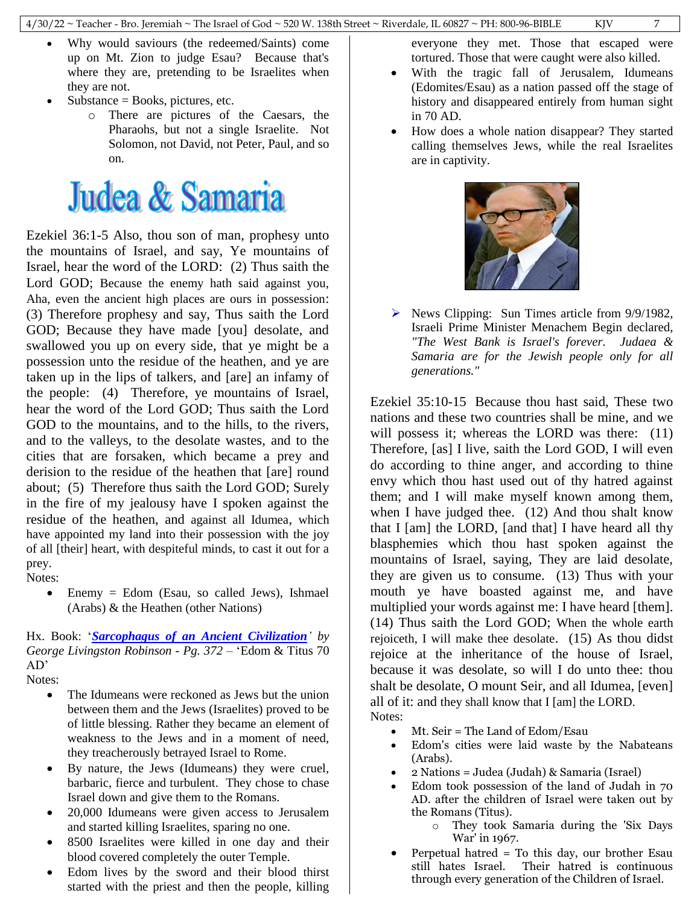- Why would saviours (the redeemed/Saints) come up on Mt. Zion to judge Esau? Because that's where they are, pretending to be Israelites when they are not.
- Substance = Books, pictures, etc.
  - There are pictures of the Caesars, the Pharaohs, but not a single Israelite. Not Solomon, not David, not Peter, Paul, and so on.

# Judea & Samaria

Ezekiel 36:1-5 Also, thou son of man, prophesy unto the mountains of Israel, and say, Ye mountains of Israel, hear the word of the LORD: (2) Thus saith the Lord GOD; Because the enemy hath said against you, Aha, even the ancient high places are ours in possession: (3) Therefore prophesy and say, Thus saith the Lord GOD; Because they have made [you] desolate, and swallowed you up on every side, that ye might be a possession unto the residue of the heathen, and ye are taken up in the lips of talkers, and [are] an infamy of the people: (4) Therefore, ye mountains of Israel, hear the word of the Lord GOD; Thus saith the Lord GOD to the mountains, and to the hills, to the rivers, and to the valleys, to the desolate wastes, and to the cities that are forsaken, which became a prey and derision to the residue of the heathen that [are] round about; (5) Therefore thus saith the Lord GOD; Surely in the fire of my jealousy have I spoken against the residue of the heathen, and against all Idumea, which have appointed my land into their possession with the joy of all [their] heart, with despiteful minds, to cast it out for a prey.

Notes:

- Enemy = Edom (Esau, so called Jews), Ishmael (Arabs) & the Heathen (other Nations)

Hx. Book: '***Sarcophagus of an Ancient Civilization***' *by George Livingston Robinson - Pg. 372* – 'Edom & Titus 70 AD'

Notes:

- The Idumeans were reckoned as Jews but the union between them and the Jews (Israelites) proved to be of little blessing. Rather they became an element of weakness to the Jews and in a moment of need, they treacherously betrayed Israel to Rome.
- By nature, the Jews (Idumeans) they were cruel, barbaric, fierce and turbulent. They chose to chase Israel down and give them to the Romans.
- 20,000 Idumeans were given access to Jerusalem and started killing Israelites, sparing no one.
- 8500 Israelites were killed in one day and their blood covered completely the outer Temple.
- Edom lives by the sword and their blood thirst started with the priest and then the people, killing everyone they met. Those that escaped were tortured. Those that were caught were also killed.
- With the tragic fall of Jerusalem, Idumeans (Edomites/Esau) as a nation passed off the stage of history and disappeared entirely from human sight in 70 AD.
- How does a whole nation disappear? They started calling themselves Jews, while the real Israelites are in captivity.

- News Clipping: Sun Times article from 9/9/1982, Israeli Prime Minister Menachem Begin declared, *"The West Bank is Israel's forever. Judaea & Samaria are for the Jewish people only for all generations."*

Ezekiel 35:10-15 Because thou hast said, These two nations and these two countries shall be mine, and we will possess it; whereas the LORD was there: (11) Therefore, [as] I live, saith the Lord GOD, I will even do according to thine anger, and according to thine envy which thou hast used out of thy hatred against them; and I will make myself known among them, when I have judged thee. (12) And thou shalt know that I [am] the LORD, [and that] I have heard all thy blasphemies which thou hast spoken against the mountains of Israel, saying, They are laid desolate, they are given us to consume. (13) Thus with your mouth ye have boasted against me, and have multiplied your words against me: I have heard [them]. (14) Thus saith the Lord GOD; When the whole earth rejoiceth, I will make thee desolate. (15) As thou didst rejoice at the inheritance of the house of Israel, because it was desolate, so will I do unto thee: thou shalt be desolate, O mount Seir, and all Idumea, [even] all of it: and they shall know that I [am] the LORD.

Notes:

- Mt. Seir = The Land of Edom/Esau
- Edom's cities were laid waste by the Nabateans (Arabs).
- 2 Nations = Judea (Judah) & Samaria (Israel)
- Edom took possession of the land of Judah in 70 AD. after the children of Israel were taken out by the Romans (Titus).
  - They took Samaria during the 'Six Days War' in 1967.
- Perpetual hatred = To this day, our brother Esau still hates Israel. Their hatred is continuous through every generation of the Children of Israel.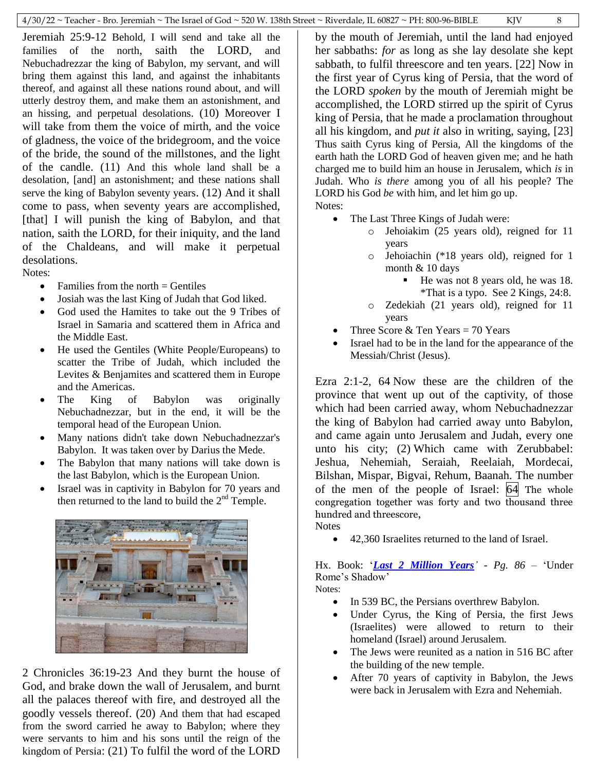Jeremiah 25:9-12 Behold, I will send and take all the families of the north, saith the LORD, and Nebuchadrezzar the king of Babylon, my servant, and will bring them against this land, and against the inhabitants thereof, and against all these nations round about, and will utterly destroy them, and make them an astonishment, and an hissing, and perpetual desolations. (10) Moreover I will take from them the voice of mirth, and the voice of gladness, the voice of the bridegroom, and the voice of the bride, the sound of the millstones, and the light of the candle. (11) And this whole land shall be a desolation, [and] an astonishment; and these nations shall serve the king of Babylon seventy years. (12) And it shall come to pass, when seventy years are accomplished, [that] I will punish the king of Babylon, and that nation, saith the LORD, for their iniquity, and the land of the Chaldeans, and will make it perpetual desolations.

Notes:

- Families from the north = Gentiles
- Josiah was the last King of Judah that God liked.
- God used the Hamites to take out the 9 Tribes of Israel in Samaria and scattered them in Africa and the Middle East.
- He used the Gentiles (White People/Europeans) to scatter the Tribe of Judah, which included the Levites & Benjamites and scattered them in Europe and the Americas.
- The King of Babylon was originally Nebuchadnezzar, but in the end, it will be the temporal head of the European Union.
- Many nations didn't take down Nebuchadnezzar's Babylon. It was taken over by Darius the Mede.
- The Babylon that many nations will take down is the last Babylon, which is the European Union.
- Israel was in captivity in Babylon for 70 years and then returned to the land to build the 2nd Temple.

2 Chronicles 36:19-23 And they burnt the house of God, and brake down the wall of Jerusalem, and burnt all the palaces thereof with fire, and destroyed all the goodly vessels thereof. (20) And them that had escaped from the sword carried he away to Babylon; where they were servants to him and his sons until the reign of the kingdom of Persia: (21) To fulfil the word of the LORD by the mouth of Jeremiah, until the land had enjoyed her sabbaths: *for* as long as she lay desolate she kept sabbath, to fulfil threescore and ten years. [22] Now in the first year of Cyrus king of Persia, that the word of the LORD *spoken* by the mouth of Jeremiah might be accomplished, the LORD stirred up the spirit of Cyrus king of Persia, that he made a proclamation throughout all his kingdom, and *put it* also in writing, saying, [23] Thus saith Cyrus king of Persia, All the kingdoms of the earth hath the LORD God of heaven given me; and he hath charged me to build him an house in Jerusalem, which *is* in Judah. Who *is there* among you of all his people? The LORD his God *be* with him, and let him go up.

Notes:

- The Last Three Kings of Judah were:
  - Jehoiakim (25 years old), reigned for 11 years
  - Jehoiachin (*18 years old), reigned for 1 month & 10 days
    - He was not 8 years old, he was 18. *That is a typo. See 2 Kings, 24:8.
  - Zedekiah (21 years old), reigned for 11 years
- Three Score & Ten Years = 70 Years
- Israel had to be in the land for the appearance of the Messiah/Christ (Jesus).

Ezra 2:1-2, 64 Now these are the children of the province that went up out of the captivity, of those which had been carried away, whom Nebuchadnezzar the king of Babylon had carried away unto Babylon, and came again unto Jerusalem and Judah, every one unto his city; (2) Which came with Zerubbabel: Jeshua, Nehemiah, Seraiah, Reelaiah, Mordecai, Bilshan, Mispar, Bigvai, Rehum, Baanah. The number of the men of the people of Israel: 64 The whole congregation together was forty and two thousand three hundred and threescore,

Notes

- 42,360 Israelites returned to the land of Israel.

Hx. Book: '***Last 2 Million Years***' - *Pg. 86* – 'Under Rome's Shadow'

Notes:

- In 539 BC, the Persians overthrew Babylon.
- Under Cyrus, the King of Persia, the first Jews (Israelites) were allowed to return to their homeland (Israel) around Jerusalem.
- The Jews were reunited as a nation in 516 BC after the building of the new temple.
- After 70 years of captivity in Babylon, the Jews were back in Jerusalem with Ezra and Nehemiah.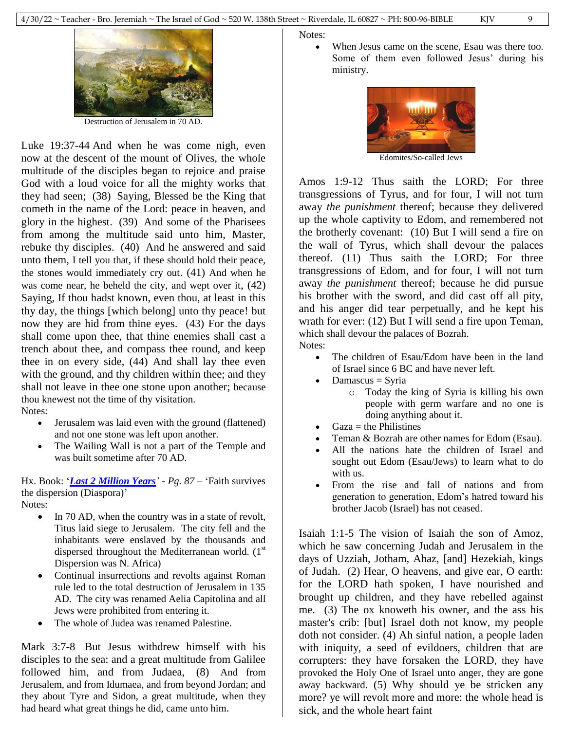Destruction of Jerusalem in 70 AD.

Luke 19:37-44 And when he was come nigh, even now at the descent of the mount of Olives, the whole multitude of the disciples began to rejoice and praise God with a loud voice for all the mighty works that they had seen; (38) Saying, Blessed be the King that cometh in the name of the Lord: peace in heaven, and glory in the highest. (39) And some of the Pharisees from among the multitude said unto him, Master, rebuke thy disciples. (40) And he answered and said unto them, I tell you that, if these should hold their peace, the stones would immediately cry out. (41) And when he was come near, he beheld the city, and wept over it, (42) Saying, If thou hadst known, even thou, at least in this thy day, the things [which belong] unto thy peace! but now they are hid from thine eyes. (43) For the days shall come upon thee, that thine enemies shall cast a trench about thee, and compass thee round, and keep thee in on every side, (44) And shall lay thee even with the ground, and thy children within thee; and they shall not leave in thee one stone upon another; because thou knewest not the time of thy visitation.

Notes:

- Jerusalem was laid even with the ground (flattened) and not one stone was left upon another.
- The Wailing Wall is not a part of the Temple and was built sometime after 70 AD.

Hx. Book: '***Last 2 Million Years***' - *Pg. 87* – 'Faith survives the dispersion (Diaspora)'

Notes:

- In 70 AD, when the country was in a state of revolt, Titus laid siege to Jerusalem. The city fell and the inhabitants were enslaved by the thousands and dispersed throughout the Mediterranean world. (1st Dispersion was N. Africa)
- Continual insurrections and revolts against Roman rule led to the total destruction of Jerusalem in 135 AD. The city was renamed Aelia Capitolina and all Jews were prohibited from entering it.
- The whole of Judea was renamed Palestine.

Mark 3:7-8 But Jesus withdrew himself with his disciples to the sea: and a great multitude from Galilee followed him, and from Judaea, (8) And from Jerusalem, and from Idumaea, and from beyond Jordan; and they about Tyre and Sidon, a great multitude, when they had heard what great things he did, came unto him.

Notes:

- When Jesus came on the scene, Esau was there too. Some of them even followed Jesus' during his ministry.

Edomites/So-called Jews

Amos 1:9-12 Thus saith the LORD; For three transgressions of Tyrus, and for four, I will not turn away *the punishment* thereof; because they delivered up the whole captivity to Edom, and remembered not the brotherly covenant: (10) But I will send a fire on the wall of Tyrus, which shall devour the palaces thereof. (11) Thus saith the LORD; For three transgressions of Edom, and for four, I will not turn away *the punishment* thereof; because he did pursue his brother with the sword, and did cast off all pity, and his anger did tear perpetually, and he kept his wrath for ever: (12) But I will send a fire upon Teman, which shall devour the palaces of Bozrah.

Notes:

- The children of Esau/Edom have been in the land of Israel since 6 BC and have never left.
- Damascus = Syria
  - Today the king of Syria is killing his own people with germ warfare and no one is doing anything about it.
- Gaza = the Philistines
- Teman & Bozrah are other names for Edom (Esau).
- All the nations hate the children of Israel and sought out Edom (Esau/Jews) to learn what to do with us.
- From the rise and fall of nations and from generation to generation, Edom's hatred toward his brother Jacob (Israel) has not ceased.

Isaiah 1:1-5 The vision of Isaiah the son of Amoz, which he saw concerning Judah and Jerusalem in the days of Uzziah, Jotham, Ahaz, [and] Hezekiah, kings of Judah. (2) Hear, O heavens, and give ear, O earth: for the LORD hath spoken, I have nourished and brought up children, and they have rebelled against me. (3) The ox knoweth his owner, and the ass his master's crib: [but] Israel doth not know, my people doth not consider. (4) Ah sinful nation, a people laden with iniquity, a seed of evildoers, children that are corrupters: they have forsaken the LORD, they have provoked the Holy One of Israel unto anger, they are gone away backward. (5) Why should ye be stricken any more? ye will revolt more and more: the whole head is sick, and the whole heart faint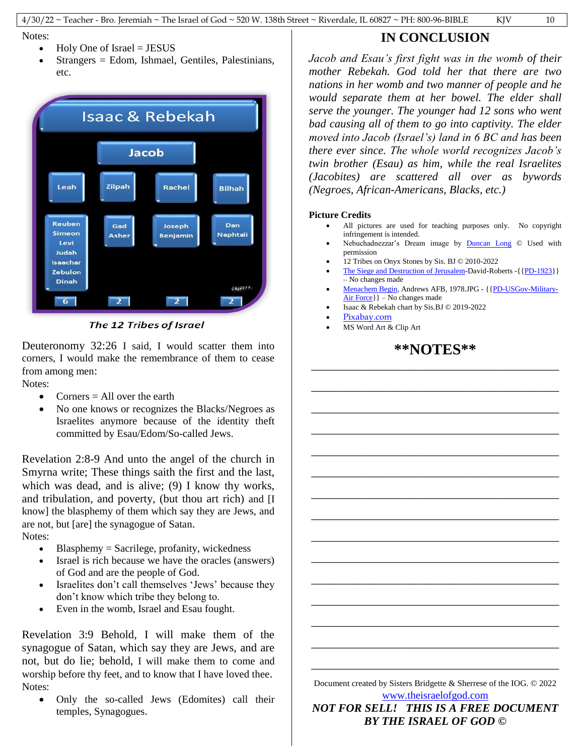Notes:

- Holy One of Israel = JESUS
- Strangers = Edom, Ishmael, Gentiles, Palestinians, etc.

Isaac & Rebekah

Jacob

Leah

Zilpah

Rachel

Bilhah

Reuben
Simeon
Levi
Judah
Issachar
Zebulon
Dinah

Gad
Asher

Joseph
Benjamin

Dan
Naphtali

©bj2019

6

2

2

2

*The 12 Tribes of Israel*

Deuteronomy 32:26 I said, I would scatter them into corners, I would make the remembrance of them to cease from among men:

Notes:

- Corners = All over the earth
- No one knows or recognizes the Blacks/Negroes as Israelites anymore because of the identity theft committed by Esau/Edom/So-called Jews.

Revelation 2:8-9 And unto the angel of the church in Smyrna write; These things saith the first and the last, which was dead, and is alive; (9) I know thy works, and tribulation, and poverty, (but thou art rich) and [I know] the blasphemy of them which say they are Jews, and are not, but [are] the synagogue of Satan.

Notes:

- Blasphemy = Sacrilege, profanity, wickedness
- Israel is rich because we have the oracles (answers) of God and are the people of God.
- Israelites don't call themselves 'Jews' because they don't know which tribe they belong to.
- Even in the womb, Israel and Esau fought.

Revelation 3:9 Behold, I will make them of the synagogue of Satan, which say they are Jews, and are not, but do lie; behold, I will make them to come and worship before thy feet, and to know that I have loved thee.

Notes:

- Only the so-called Jews (Edomites) call their temples, Synagogues.

## IN CONCLUSION

*Jacob and Esau's first fight was in the womb of their mother Rebekah. God told her that there are two nations in her womb and two manner of people and he would separate them at her bowel. The elder shall serve the younger. The younger had 12 sons who went bad causing all of them to go into captivity. The elder moved into Jacob (Israel's) land in 6 BC and has been there ever since. The whole world recognizes Jacob's twin brother (Esau) as him, while the real Israelites (Jacobites) are scattered all over as bywords (Negroes, African-Americans, Blacks, etc.)*

**Picture Credits**

- All pictures are used for teaching purposes only. No copyright infringement is intended.
- Nebuchadnezzar's Dream image by Duncan Long © Used with permission
- 12 Tribes on Onyx Stones by Sis. BJ © 2010-2022
- The Siege and Destruction of Jerusalem-David-Roberts -{{PD-1923}} – No changes made
- Menachem Begin, Andrews AFB, 1978.JPG - {{PD-USGov-Military-Air Force}} – No changes made
- Isaac & Rebekah chart by Sis.BJ © 2019-2022
- Pixabay.com
- MS Word Art & Clip Art

## **NOTES**

\_\_\_\_\_\_\_\_\_\_\_\_\_\_\_\_\_\_\_\_\_\_\_\_\_\_\_\_\_\_\_\_\_\_\_\_\_\_\_\_\_\_\_\_

\_\_\_\_\_\_\_\_\_\_\_\_\_\_\_\_\_\_\_\_\_\_\_\_\_\_\_\_\_\_\_\_\_\_\_\_\_\_\_\_\_\_\_\_

\_\_\_\_\_\_\_\_\_\_\_\_\_\_\_\_\_\_\_\_\_\_\_\_\_\_\_\_\_\_\_\_\_\_\_\_\_\_\_\_\_\_\_\_

\_\_\_\_\_\_\_\_\_\_\_\_\_\_\_\_\_\_\_\_\_\_\_\_\_\_\_\_\_\_\_\_\_\_\_\_\_\_\_\_\_\_\_\_

\_\_\_\_\_\_\_\_\_\_\_\_\_\_\_\_\_\_\_\_\_\_\_\_\_\_\_\_\_\_\_\_\_\_\_\_\_\_\_\_\_\_\_\_

\_\_\_\_\_\_\_\_\_\_\_\_\_\_\_\_\_\_\_\_\_\_\_\_\_\_\_\_\_\_\_\_\_\_\_\_\_\_\_\_\_\_\_\_

\_\_\_\_\_\_\_\_\_\_\_\_\_\_\_\_\_\_\_\_\_\_\_\_\_\_\_\_\_\_\_\_\_\_\_\_\_\_\_\_\_\_\_\_

\_\_\_\_\_\_\_\_\_\_\_\_\_\_\_\_\_\_\_\_\_\_\_\_\_\_\_\_\_\_\_\_\_\_\_\_\_\_\_\_\_\_\_\_

\_\_\_\_\_\_\_\_\_\_\_\_\_\_\_\_\_\_\_\_\_\_\_\_\_\_\_\_\_\_\_\_\_\_\_\_\_\_\_\_\_\_\_\_

\_\_\_\_\_\_\_\_\_\_\_\_\_\_\_\_\_\_\_\_\_\_\_\_\_\_\_\_\_\_\_\_\_\_\_\_\_\_\_\_\_\_\_\_

\_\_\_\_\_\_\_\_\_\_\_\_\_\_\_\_\_\_\_\_\_\_\_\_\_\_\_\_\_\_\_\_\_\_\_\_\_\_\_\_\_\_\_\_

\_\_\_\_\_\_\_\_\_\_\_\_\_\_\_\_\_\_\_\_\_\_\_\_\_\_\_\_\_\_\_\_\_\_\_\_\_\_\_\_\_\_\_\_

\_\_\_\_\_\_\_\_\_\_\_\_\_\_\_\_\_\_\_\_\_\_\_\_\_\_\_\_\_\_\_\_\_\_\_\_\_\_\_\_\_\_\_\_

\_\_\_\_\_\_\_\_\_\_\_\_\_\_\_\_\_\_\_\_\_\_\_\_\_\_\_\_\_\_\_\_\_\_\_\_\_\_\_\_\_\_\_\_

\_\_\_\_\_\_\_\_\_\_\_\_\_\_\_\_\_\_\_\_\_\_\_\_\_\_\_\_\_\_\_\_\_\_\_\_\_\_\_\_\_\_\_\_

Document created by Sisters Bridgette & Sherrese of the IOG. © 2022
www.theisraelofgod.com

***NOT FOR SELL! THIS IS A FREE DOCUMENT BY THE ISRAEL OF GOD ©***